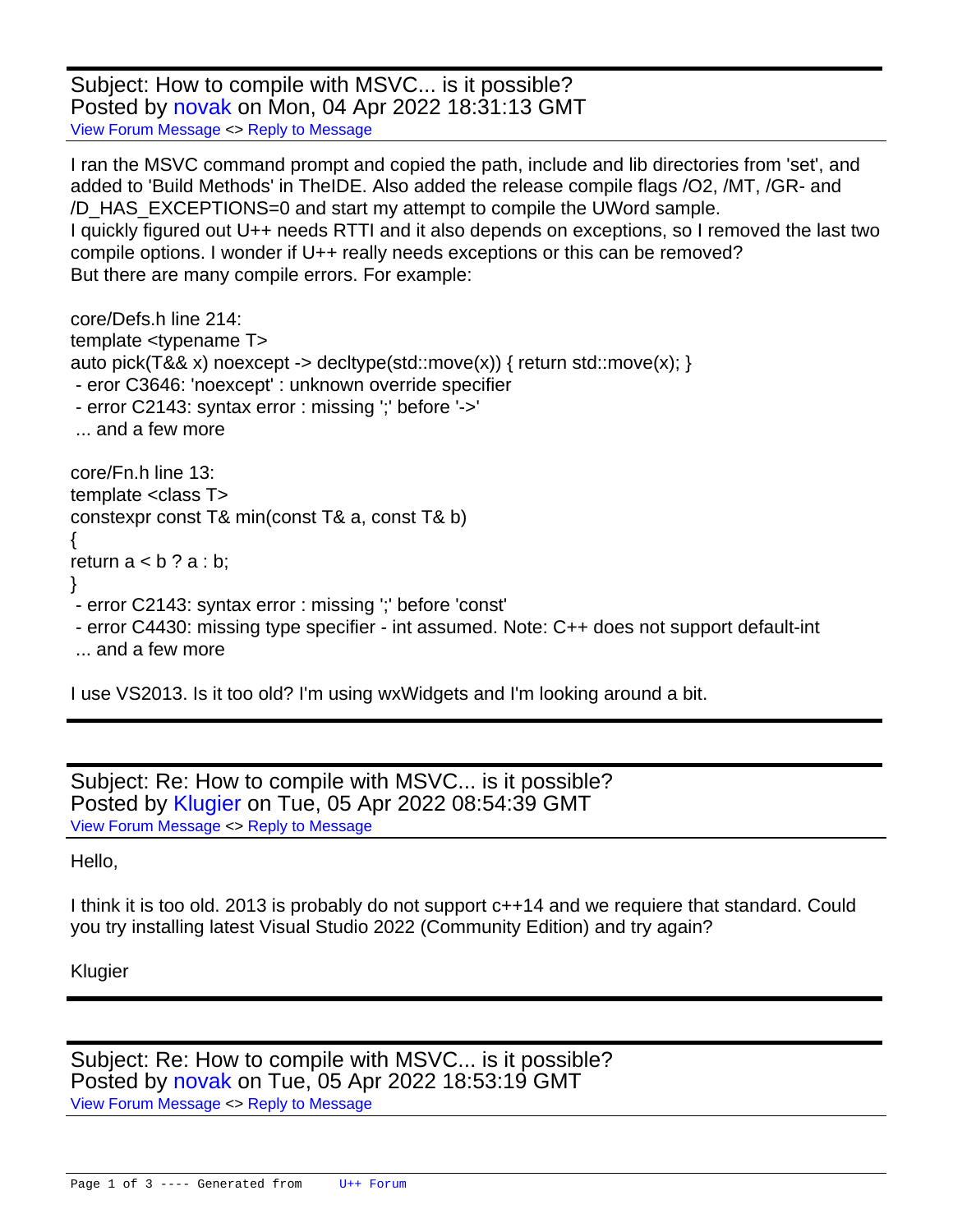Subject: How to compile with MSVC... is it possible?
Posted by novak on Mon, 04 Apr 2022 18:31:13 GMT
View Forum Message <> Reply to Message

I ran the MSVC command prompt and copied the path, include and lib directories from 'set', and added to 'Build Methods' in TheIDE. Also added the release compile flags /O2, /MT, /GR- and /D_HAS_EXCEPTIONS=0 and start my attempt to compile the UWord sample.
I quickly figured out U++ needs RTTI and it also depends on exceptions, so I removed the last two compile options. I wonder if U++ really needs exceptions or this can be removed?
But there are many compile errors. For example:

core/Defs.h line 214:
template <typename T>
auto pick(T&& x) noexcept -> decltype(std::move(x)) { return std::move(x); }
 - eror C3646: 'noexcept' : unknown override specifier
 - error C2143: syntax error : missing ';' before '->'
 ... and a few more

core/Fn.h line 13:
template <class T>
constexpr const T& min(const T& a, const T& b)
{
return a < b ? a : b;
}
 - error C2143: syntax error : missing ';' before 'const'
 - error C4430: missing type specifier - int assumed. Note: C++ does not support default-int
 ... and a few more

I use VS2013. Is it too old? I'm using wxWidgets and I'm looking around a bit.

---

Subject: Re: How to compile with MSVC... is it possible?
Posted by Klugier on Tue, 05 Apr 2022 08:54:39 GMT
View Forum Message <> Reply to Message

Hello,

I think it is too old. 2013 is probably do not support c++14 and we requiere that standard. Could you try installing latest Visual Studio 2022 (Community Edition) and try again?

Klugier

---

Subject: Re: How to compile with MSVC... is it possible?
Posted by novak on Tue, 05 Apr 2022 18:53:19 GMT
View Forum Message <> Reply to Message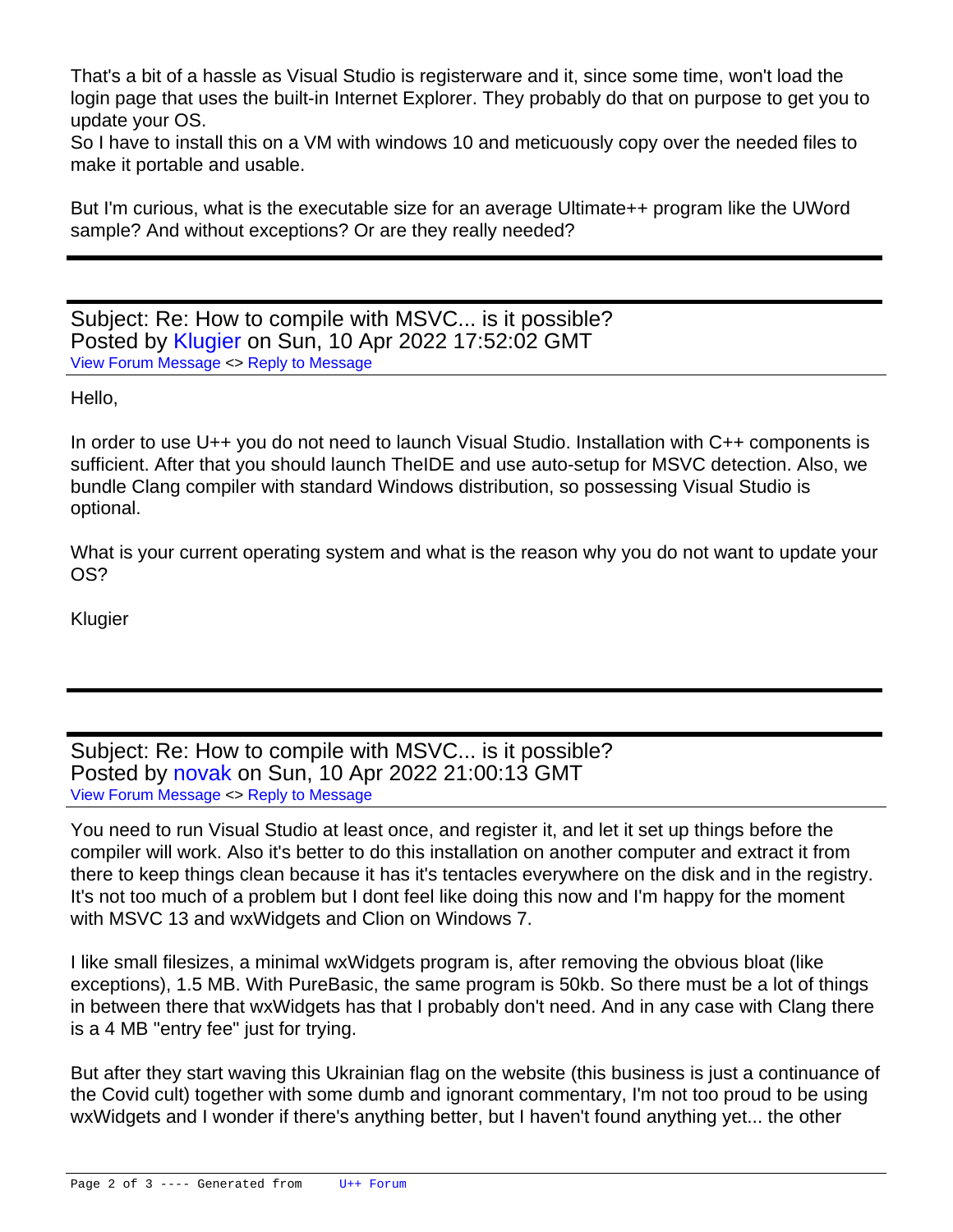That's a bit of a hassle as Visual Studio is registerware and it, since some time, won't load the login page that uses the built-in Internet Explorer. They probably do that on purpose to get you to update your OS.
So I have to install this on a VM with windows 10 and meticuously copy over the needed files to make it portable and usable.

But I'm curious, what is the executable size for an average Ultimate++ program like the UWord sample? And without exceptions? Or are they really needed?

---

Subject: Re: How to compile with MSVC... is it possible?
Posted by Klugier on Sun, 10 Apr 2022 17:52:02 GMT
View Forum Message <> Reply to Message

Hello,

In order to use U++ you do not need to launch Visual Studio. Installation with C++ components is sufficient. After that you should launch TheIDE and use auto-setup for MSVC detection. Also, we bundle Clang compiler with standard Windows distribution, so possessing Visual Studio is optional.

What is your current operating system and what is the reason why you do not want to update your OS?

Klugier

---

Subject: Re: How to compile with MSVC... is it possible?
Posted by novak on Sun, 10 Apr 2022 21:00:13 GMT
View Forum Message <> Reply to Message

You need to run Visual Studio at least once, and register it, and let it set up things before the compiler will work. Also it's better to do this installation on another computer and extract it from there to keep things clean because it has it's tentacles everywhere on the disk and in the registry. It's not too much of a problem but I dont feel like doing this now and I'm happy for the moment with MSVC 13 and wxWidgets and Clion on Windows 7.

I like small filesizes, a minimal wxWidgets program is, after removing the obvious bloat (like exceptions), 1.5 MB. With PureBasic, the same program is 50kb. So there must be a lot of things in between there that wxWidgets has that I probably don't need. And in any case with Clang there is a 4 MB "entry fee" just for trying.

But after they start waving this Ukrainian flag on the website (this business is just a continuance of the Covid cult) together with some dumb and ignorant commentary, I'm not too proud to be using wxWidgets and I wonder if there's anything better, but I haven't found anything yet... the other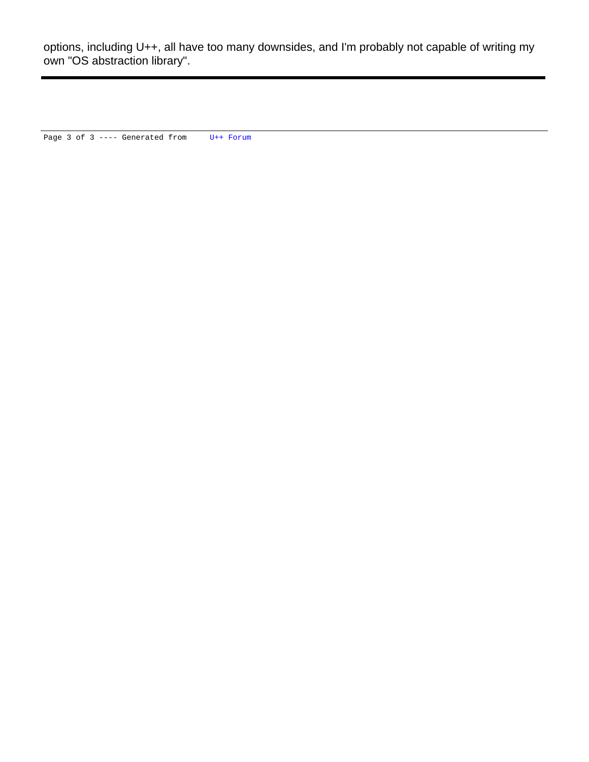options, including U++, all have too many downsides, and I'm probably not capable of writing my own "OS abstraction library".

---